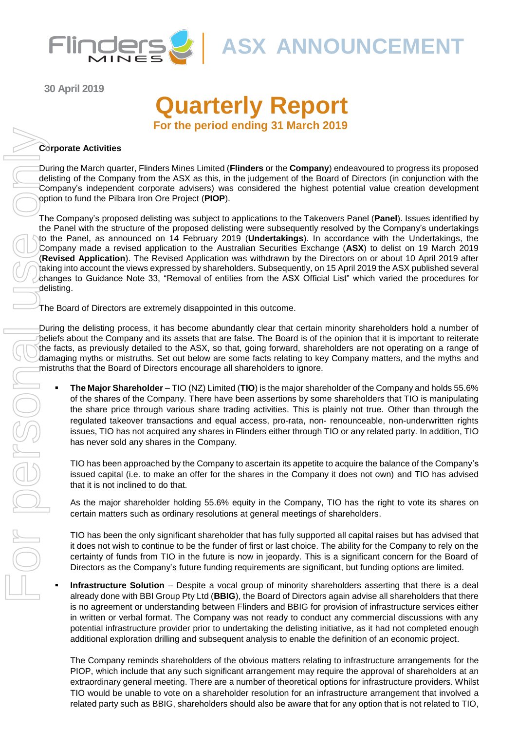**ASX ANNOUNCEMENT**

30 April 2019

# Quarterly Report

## For the period ending 31 March 2019

### Corporate Activities

During the March quarter, Flinders Mines Limited (**Flinders** or the **Company**) endeavoured to progress its proposed delisting of the Company from the ASX as this, in the judgement of the Board of Directors (in conjunction with the Company's independent corporate advisers) was considered the highest potential value creation development option to fund the Pilbara Iron Ore Project (**PIOP**).

The Company's proposed delisting was subject to applications to the Takeovers Panel (**Panel**). Issues identified by the Panel with the structure of the proposed delisting were subsequently resolved by the Company's undertakings to the Panel, as announced on 14 February 2019 (**Undertakings**). In accordance with the Undertakings, the Company made a revised application to the Australian Securities Exchange (**ASX**) to delist on 19 March 2019 (**Revised Application**). The Revised Application was withdrawn by the Directors on or about 10 April 2019 after taking into account the views expressed by shareholders. Subsequently, on 15 April 2019 the ASX published several changes to Guidance Note 33, "Removal of entities from the ASX Official List" which varied the procedures for delisting.

The Board of Directors are extremely disappointed in this outcome.

During the delisting process, it has become abundantly clear that certain minority shareholders hold a number of beliefs about the Company and its assets that are false. The Board is of the opinion that it is important to reiterate the facts, as previously detailed to the ASX, so that, going forward, shareholders are not operating on a range of damaging myths or mistruths. Set out below are some facts relating to key Company matters, and the myths and mistruths that the Board of Directors encourage all shareholders to ignore.

- **The Major Shareholder** – TIO (NZ) Limited (**TIO**) is the major shareholder of the Company and holds 55.6% of the shares of the Company. There have been assertions by some shareholders that TIO is manipulating the share price through various share trading activities. This is plainly not true. Other than through the regulated takeover transactions and equal access, pro-rata, non- renounceable, non-underwritten rights issues, TIO has not acquired any shares in Flinders either through TIO or any related party. In addition, TIO has never sold any shares in the Company.

  TIO has been approached by the Company to ascertain its appetite to acquire the balance of the Company's issued capital (i.e. to make an offer for the shares in the Company it does not own) and TIO has advised that it is not inclined to do that.

  As the major shareholder holding 55.6% equity in the Company, TIO has the right to vote its shares on certain matters such as ordinary resolutions at general meetings of shareholders.

  TIO has been the only significant shareholder that has fully supported all capital raises but has advised that it does not wish to continue to be the funder of first or last choice. The ability for the Company to rely on the certainty of funds from TIO in the future is now in jeopardy. This is a significant concern for the Board of Directors as the Company's future funding requirements are significant, but funding options are limited.

- **Infrastructure Solution** – Despite a vocal group of minority shareholders asserting that there is a deal already done with BBI Group Pty Ltd (**BBIG**), the Board of Directors again advise all shareholders that there is no agreement or understanding between Flinders and BBIG for provision of infrastructure services either in written or verbal format. The Company was not ready to conduct any commercial discussions with any potential infrastructure provider prior to undertaking the delisting initiative, as it had not completed enough additional exploration drilling and subsequent analysis to enable the definition of an economic project.

  The Company reminds shareholders of the obvious matters relating to infrastructure arrangements for the PIOP, which include that any such significant arrangement may require the approval of shareholders at an extraordinary general meeting. There are a number of theoretical options for infrastructure providers. Whilst TIO would be unable to vote on a shareholder resolution for an infrastructure arrangement that involved a related party such as BBIG, shareholders should also be aware that for any option that is not related to TIO,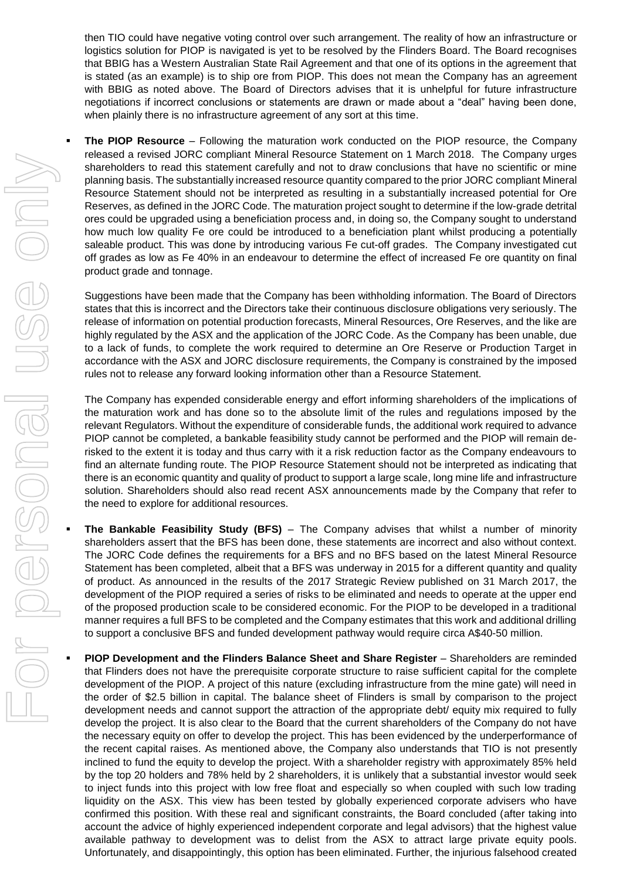then TIO could have negative voting control over such arrangement. The reality of how an infrastructure or logistics solution for PIOP is navigated is yet to be resolved by the Flinders Board. The Board recognises that BBIG has a Western Australian State Rail Agreement and that one of its options in the agreement that is stated (as an example) is to ship ore from PIOP. This does not mean the Company has an agreement with BBIG as noted above. The Board of Directors advises that it is unhelpful for future infrastructure negotiations if incorrect conclusions or statements are drawn or made about a "deal" having been done, when plainly there is no infrastructure agreement of any sort at this time.

- **The PIOP Resource** – Following the maturation work conducted on the PIOP resource, the Company released a revised JORC compliant Mineral Resource Statement on 1 March 2018. The Company urges shareholders to read this statement carefully and not to draw conclusions that have no scientific or mine planning basis. The substantially increased resource quantity compared to the prior JORC compliant Mineral Resource Statement should not be interpreted as resulting in a substantially increased potential for Ore Reserves, as defined in the JORC Code. The maturation project sought to determine if the low-grade detrital ores could be upgraded using a beneficiation process and, in doing so, the Company sought to understand how much low quality Fe ore could be introduced to a beneficiation plant whilst producing a potentially saleable product. This was done by introducing various Fe cut-off grades. The Company investigated cut off grades as low as Fe 40% in an endeavour to determine the effect of increased Fe ore quantity on final product grade and tonnage.

  Suggestions have been made that the Company has been withholding information. The Board of Directors states that this is incorrect and the Directors take their continuous disclosure obligations very seriously. The release of information on potential production forecasts, Mineral Resources, Ore Reserves, and the like are highly regulated by the ASX and the application of the JORC Code. As the Company has been unable, due to a lack of funds, to complete the work required to determine an Ore Reserve or Production Target in accordance with the ASX and JORC disclosure requirements, the Company is constrained by the imposed rules not to release any forward looking information other than a Resource Statement.

  The Company has expended considerable energy and effort informing shareholders of the implications of the maturation work and has done so to the absolute limit of the rules and regulations imposed by the relevant Regulators. Without the expenditure of considerable funds, the additional work required to advance PIOP cannot be completed, a bankable feasibility study cannot be performed and the PIOP will remain de-risked to the extent it is today and thus carry with it a risk reduction factor as the Company endeavours to find an alternate funding route. The PIOP Resource Statement should not be interpreted as indicating that there is an economic quantity and quality of product to support a large scale, long mine life and infrastructure solution. Shareholders should also read recent ASX announcements made by the Company that refer to the need to explore for additional resources.

- **The Bankable Feasibility Study (BFS)** – The Company advises that whilst a number of minority shareholders assert that the BFS has been done, these statements are incorrect and also without context. The JORC Code defines the requirements for a BFS and no BFS based on the latest Mineral Resource Statement has been completed, albeit that a BFS was underway in 2015 for a different quantity and quality of product. As announced in the results of the 2017 Strategic Review published on 31 March 2017, the development of the PIOP required a series of risks to be eliminated and needs to operate at the upper end of the proposed production scale to be considered economic. For the PIOP to be developed in a traditional manner requires a full BFS to be completed and the Company estimates that this work and additional drilling to support a conclusive BFS and funded development pathway would require circa A$40-50 million.

- **PIOP Development and the Flinders Balance Sheet and Share Register** – Shareholders are reminded that Flinders does not have the prerequisite corporate structure to raise sufficient capital for the complete development of the PIOP. A project of this nature (excluding infrastructure from the mine gate) will need in the order of $2.5 billion in capital. The balance sheet of Flinders is small by comparison to the project development needs and cannot support the attraction of the appropriate debt/ equity mix required to fully develop the project. It is also clear to the Board that the current shareholders of the Company do not have the necessary equity on offer to develop the project. This has been evidenced by the underperformance of the recent capital raises. As mentioned above, the Company also understands that TIO is not presently inclined to fund the equity to develop the project. With a shareholder registry with approximately 85% held by the top 20 holders and 78% held by 2 shareholders, it is unlikely that a substantial investor would seek to inject funds into this project with low free float and especially so when coupled with such low trading liquidity on the ASX. This view has been tested by globally experienced corporate advisers who have confirmed this position. With these real and significant constraints, the Board concluded (after taking into account the advice of highly experienced independent corporate and legal advisors) that the highest value available pathway to development was to delist from the ASX to attract large private equity pools. Unfortunately, and disappointingly, this option has been eliminated. Further, the injurious falsehood created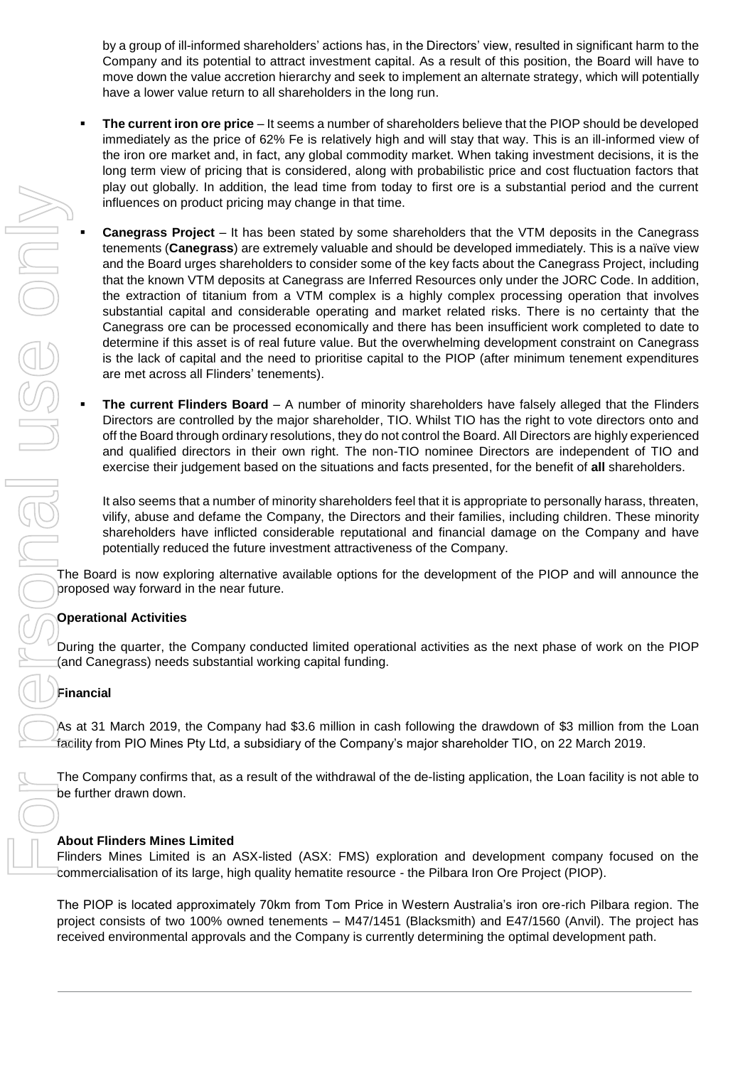by a group of ill-informed shareholders' actions has, in the Directors' view, resulted in significant harm to the Company and its potential to attract investment capital. As a result of this position, the Board will have to move down the value accretion hierarchy and seek to implement an alternate strategy, which will potentially have a lower value return to all shareholders in the long run.

- **The current iron ore price** – It seems a number of shareholders believe that the PIOP should be developed immediately as the price of 62% Fe is relatively high and will stay that way. This is an ill-informed view of the iron ore market and, in fact, any global commodity market. When taking investment decisions, it is the long term view of pricing that is considered, along with probabilistic price and cost fluctuation factors that play out globally. In addition, the lead time from today to first ore is a substantial period and the current influences on product pricing may change in that time.

- **Canegrass Project** – It has been stated by some shareholders that the VTM deposits in the Canegrass tenements (**Canegrass**) are extremely valuable and should be developed immediately. This is a naïve view and the Board urges shareholders to consider some of the key facts about the Canegrass Project, including that the known VTM deposits at Canegrass are Inferred Resources only under the JORC Code. In addition, the extraction of titanium from a VTM complex is a highly complex processing operation that involves substantial capital and considerable operating and market related risks. There is no certainty that the Canegrass ore can be processed economically and there has been insufficient work completed to date to determine if this asset is of real future value. But the overwhelming development constraint on Canegrass is the lack of capital and the need to prioritise capital to the PIOP (after minimum tenement expenditures are met across all Flinders' tenements).

- **The current Flinders Board** – A number of minority shareholders have falsely alleged that the Flinders Directors are controlled by the major shareholder, TIO. Whilst TIO has the right to vote directors onto and off the Board through ordinary resolutions, they do not control the Board. All Directors are highly experienced and qualified directors in their own right. The non-TIO nominee Directors are independent of TIO and exercise their judgement based on the situations and facts presented, for the benefit of **all** shareholders.

  It also seems that a number of minority shareholders feel that it is appropriate to personally harass, threaten, vilify, abuse and defame the Company, the Directors and their families, including children. These minority shareholders have inflicted considerable reputational and financial damage on the Company and have potentially reduced the future investment attractiveness of the Company.

The Board is now exploring alternative available options for the development of the PIOP and will announce the proposed way forward in the near future.

**Operational Activities**

During the quarter, the Company conducted limited operational activities as the next phase of work on the PIOP (and Canegrass) needs substantial working capital funding.

**Financial**

As at 31 March 2019, the Company had $3.6 million in cash following the drawdown of $3 million from the Loan facility from PIO Mines Pty Ltd, a subsidiary of the Company's major shareholder TIO, on 22 March 2019.

The Company confirms that, as a result of the withdrawal of the de-listing application, the Loan facility is not able to be further drawn down.

**About Flinders Mines Limited**

Flinders Mines Limited is an ASX-listed (ASX: FMS) exploration and development company focused on the commercialisation of its large, high quality hematite resource - the Pilbara Iron Ore Project (PIOP).

The PIOP is located approximately 70km from Tom Price in Western Australia's iron ore-rich Pilbara region. The project consists of two 100% owned tenements – M47/1451 (Blacksmith) and E47/1560 (Anvil). The project has received environmental approvals and the Company is currently determining the optimal development path.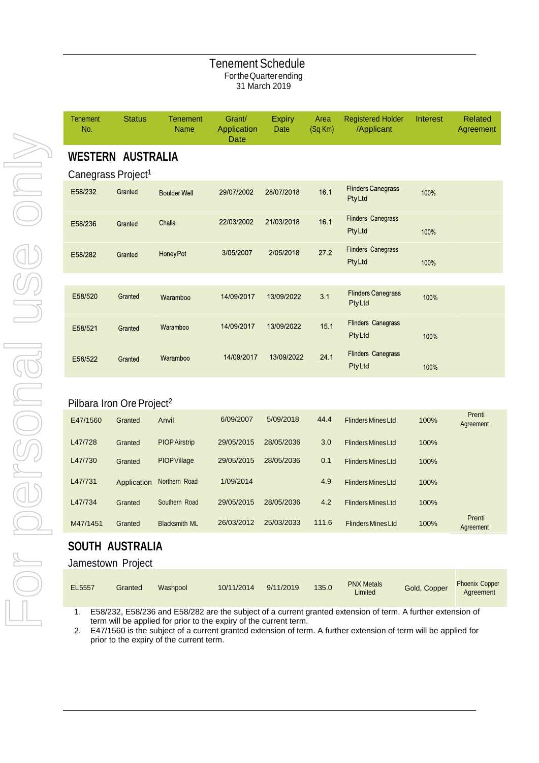# Tenement Schedule

For the Quarter ending
31 March 2019

| Tenement No. | Status | Tenement Name | Grant/ Application Date | Expiry Date | Area (Sq Km) | Registered Holder /Applicant | Interest | Related Agreement |
|---|---|---|---|---|---|---|---|---|
| **WESTERN AUSTRALIA** | | | | | | | | |
| Canegrass Project[1] | | | | | | | | |
| E58/232 | Granted | Boulder Well | 29/07/2002 | 28/07/2018 | 16.1 | Flinders Canegrass Pty Ltd | 100% | |
| E58/236 | Granted | Challa | 22/03/2002 | 21/03/2018 | 16.1 | Flinders Canegrass Pty Ltd | 100% | |
| E58/282 | Granted | Honey Pot | 3/05/2007 | 2/05/2018 | 27.2 | Flinders Canegrass Pty Ltd | 100% | |
| E58/520 | Granted | Waramboo | 14/09/2017 | 13/09/2022 | 3.1 | Flinders Canegrass Pty Ltd | 100% | |
| E58/521 | Granted | Waramboo | 14/09/2017 | 13/09/2022 | 15.1 | Flinders Canegrass Pty Ltd | 100% | |
| E58/522 | Granted | Waramboo | 14/09/2017 | 13/09/2022 | 24.1 | Flinders Canegrass Pty Ltd | 100% | |
| Pilbara Iron Ore Project[2] | | | | | | | | |
| E47/1560 | Granted | Anvil | 6/09/2007 | 5/09/2018 | 44.4 | Flinders Mines Ltd | 100% | Prenti Agreement |
| L47/728 | Granted | PIOP Airstrip | 29/05/2015 | 28/05/2036 | 3.0 | Flinders Mines Ltd | 100% | |
| L47/730 | Granted | PIOP Village | 29/05/2015 | 28/05/2036 | 0.1 | Flinders Mines Ltd | 100% | |
| L47/731 | Application | Northern Road | 1/09/2014 | | 4.9 | Flinders Mines Ltd | 100% | |
| L47/734 | Granted | Southern Road | 29/05/2015 | 28/05/2036 | 4.2 | Flinders Mines Ltd | 100% | |
| M47/1451 | Granted | Blacksmith ML | 26/03/2012 | 25/03/2033 | 111.6 | Flinders Mines Ltd | 100% | Prenti Agreement |
| **SOUTH AUSTRALIA** | | | | | | | | |
| Jamestown Project | | | | | | | | |
| EL5557 | Granted | Washpool | 10/11/2014 | 9/11/2019 | 135.0 | PNX Metals Limited | Gold, Copper | Phoenix Copper Agreement |

1. E58/232, E58/236 and E58/282 are the subject of a current granted extension of term. A further extension of term will be applied for prior to the expiry of the current term.
2. E47/1560 is the subject of a current granted extension of term. A further extension of term will be applied for prior to the expiry of the current term.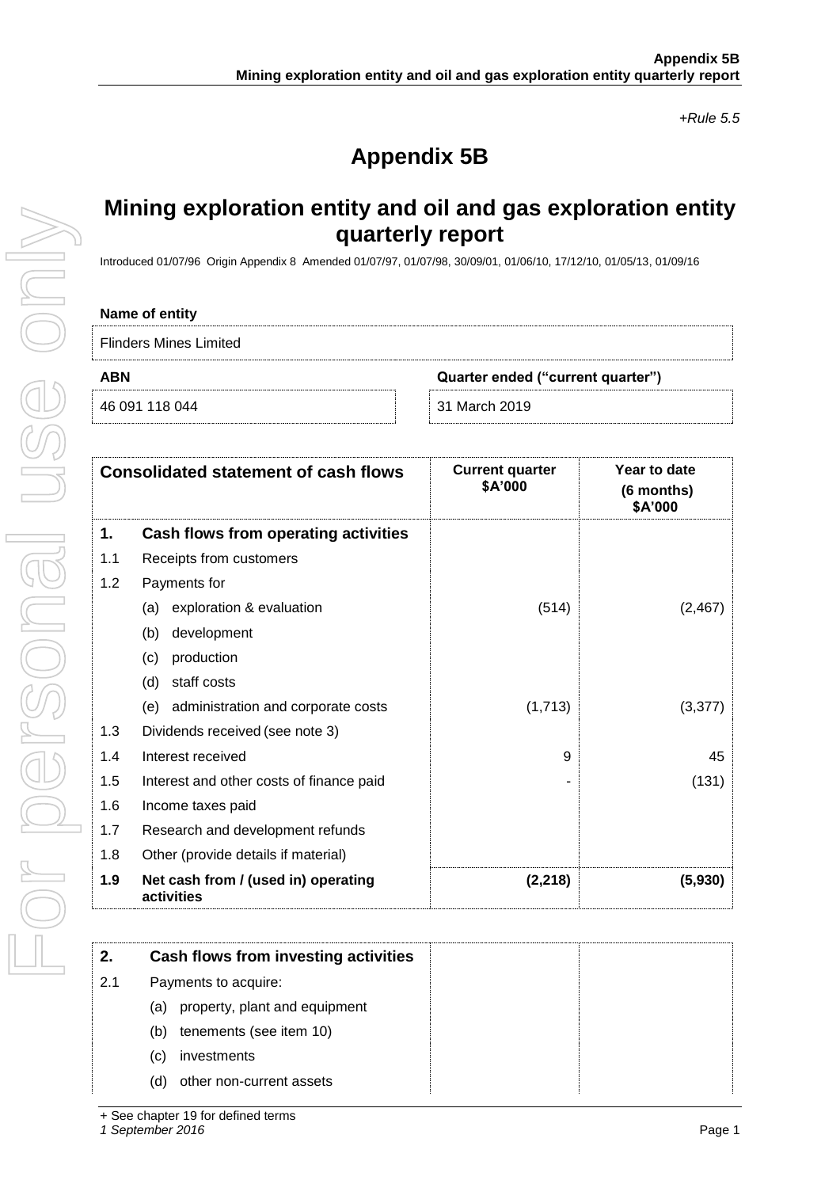*+Rule 5.5*

# Appendix 5B

## Mining exploration entity and oil and gas exploration entity quarterly report

Introduced 01/07/96 Origin Appendix 8 Amended 01/07/97, 01/07/98, 30/09/01, 01/06/10, 17/12/10, 01/05/13, 01/09/16

**Name of entity**

Flinders Mines Limited

| ABN | Quarter ended ("current quarter") |
|---|---|
| 46 091 118 044 | 31 March 2019 |

| | Consolidated statement of cash flows | Current quarter $A'000 | Year to date (6 months) $A'000 |
|---|---|---|---|
| **1.** | **Cash flows from operating activities** | | |
| 1.1 | Receipts from customers | | |
| 1.2 | Payments for | | |
| | (a) exploration & evaluation | (514) | (2,467) |
| | (b) development | | |
| | (c) production | | |
| | (d) staff costs | | |
| | (e) administration and corporate costs | (1,713) | (3,377) |
| 1.3 | Dividends received (see note 3) | | |
| 1.4 | Interest received | 9 | 45 |
| 1.5 | Interest and other costs of finance paid | - | (131) |
| 1.6 | Income taxes paid | | |
| 1.7 | Research and development refunds | | |
| 1.8 | Other (provide details if material) | | |
| **1.9** | **Net cash from / (used in) operating activities** | **(2,218)** | **(5,930)** |

| | | | |
|---|---|---|---|
| **2.** | **Cash flows from investing activities** | | |
| 2.1 | Payments to acquire: | | |
| | (a) property, plant and equipment | | |
| | (b) tenements (see item 10) | | |
| | (c) investments | | |
| | (d) other non-current assets | | |

+ See chapter 19 for defined terms
*1 September 2016*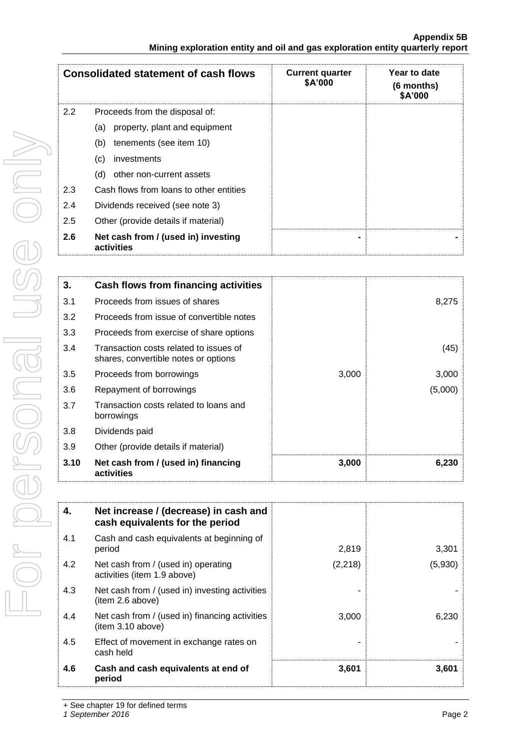| Consolidated statement of cash flows | | Current quarter $A'000 | Year to date (6 months) $A'000 |
|---|---|---|---|
| 2.2 | Proceeds from the disposal of: | | |
| | (a) property, plant and equipment | | |
| | (b) tenements (see item 10) | | |
| | (c) investments | | |
| | (d) other non-current assets | | |
| 2.3 | Cash flows from loans to other entities | | |
| 2.4 | Dividends received (see note 3) | | |
| 2.5 | Other (provide details if material) | | |
| **2.6** | **Net cash from / (used in) investing activities** | **-** | **-** |

| **3.** | **Cash flows from financing activities** | | |
|---|---|---|---|
| 3.1 | Proceeds from issues of shares | | 8,275 |
| 3.2 | Proceeds from issue of convertible notes | | |
| 3.3 | Proceeds from exercise of share options | | |
| 3.4 | Transaction costs related to issues of shares, convertible notes or options | | (45) |
| 3.5 | Proceeds from borrowings | 3,000 | 3,000 |
| 3.6 | Repayment of borrowings | | (5,000) |
| 3.7 | Transaction costs related to loans and borrowings | | |
| 3.8 | Dividends paid | | |
| 3.9 | Other (provide details if material) | | |
| **3.10** | **Net cash from / (used in) financing activities** | **3,000** | **6,230** |

| **4.** | **Net increase / (decrease) in cash and cash equivalents for the period** | | |
|---|---|---|---|
| 4.1 | Cash and cash equivalents at beginning of period | 2,819 | 3,301 |
| 4.2 | Net cash from / (used in) operating activities (item 1.9 above) | (2,218) | (5,930) |
| 4.3 | Net cash from / (used in) investing activities (item 2.6 above) | - | - |
| 4.4 | Net cash from / (used in) financing activities (item 3.10 above) | 3,000 | 6,230 |
| 4.5 | Effect of movement in exchange rates on cash held | - | - |
| **4.6** | **Cash and cash equivalents at end of period** | **3,601** | **3,601** |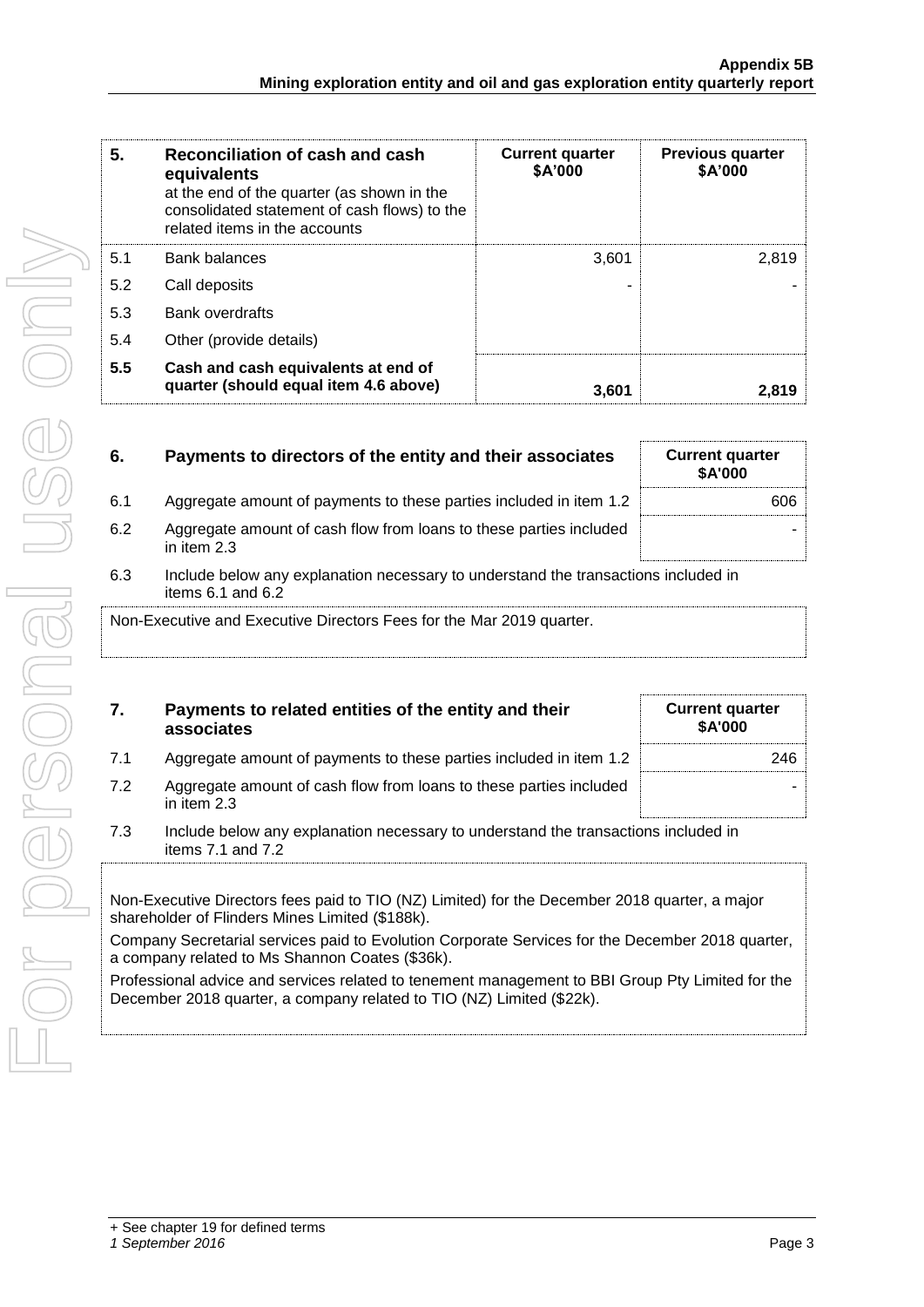| 5. | Reconciliation of cash and cash equivalents at the end of the quarter (as shown in the consolidated statement of cash flows) to the related items in the accounts | Current quarter $A'000 | Previous quarter $A'000 |
|---|---|---|---|
| 5.1 | Bank balances | 3,601 | 2,819 |
| 5.2 | Call deposits | - | - |
| 5.3 | Bank overdrafts | | |
| 5.4 | Other (provide details) | | |
| **5.5** | **Cash and cash equivalents at end of quarter (should equal item 4.6 above)** | **3,601** | **2,819** |

| 6. | Payments to directors of the entity and their associates | Current quarter $A'000 |
|---|---|---|
| 6.1 | Aggregate amount of payments to these parties included in item 1.2 | 606 |
| 6.2 | Aggregate amount of cash flow from loans to these parties included in item 2.3 | - |

6.3 Include below any explanation necessary to understand the transactions included in items 6.1 and 6.2

Non-Executive and Executive Directors Fees for the Mar 2019 quarter.

| 7. | Payments to related entities of the entity and their associates | Current quarter $A'000 |
|---|---|---|
| 7.1 | Aggregate amount of payments to these parties included in item 1.2 | 246 |
| 7.2 | Aggregate amount of cash flow from loans to these parties included in item 2.3 | - |

7.3 Include below any explanation necessary to understand the transactions included in items 7.1 and 7.2

Non-Executive Directors fees paid to TIO (NZ) Limited) for the December 2018 quarter, a major shareholder of Flinders Mines Limited ($188k).

Company Secretarial services paid to Evolution Corporate Services for the December 2018 quarter, a company related to Ms Shannon Coates ($36k).

Professional advice and services related to tenement management to BBI Group Pty Limited for the December 2018 quarter, a company related to TIO (NZ) Limited ($22k).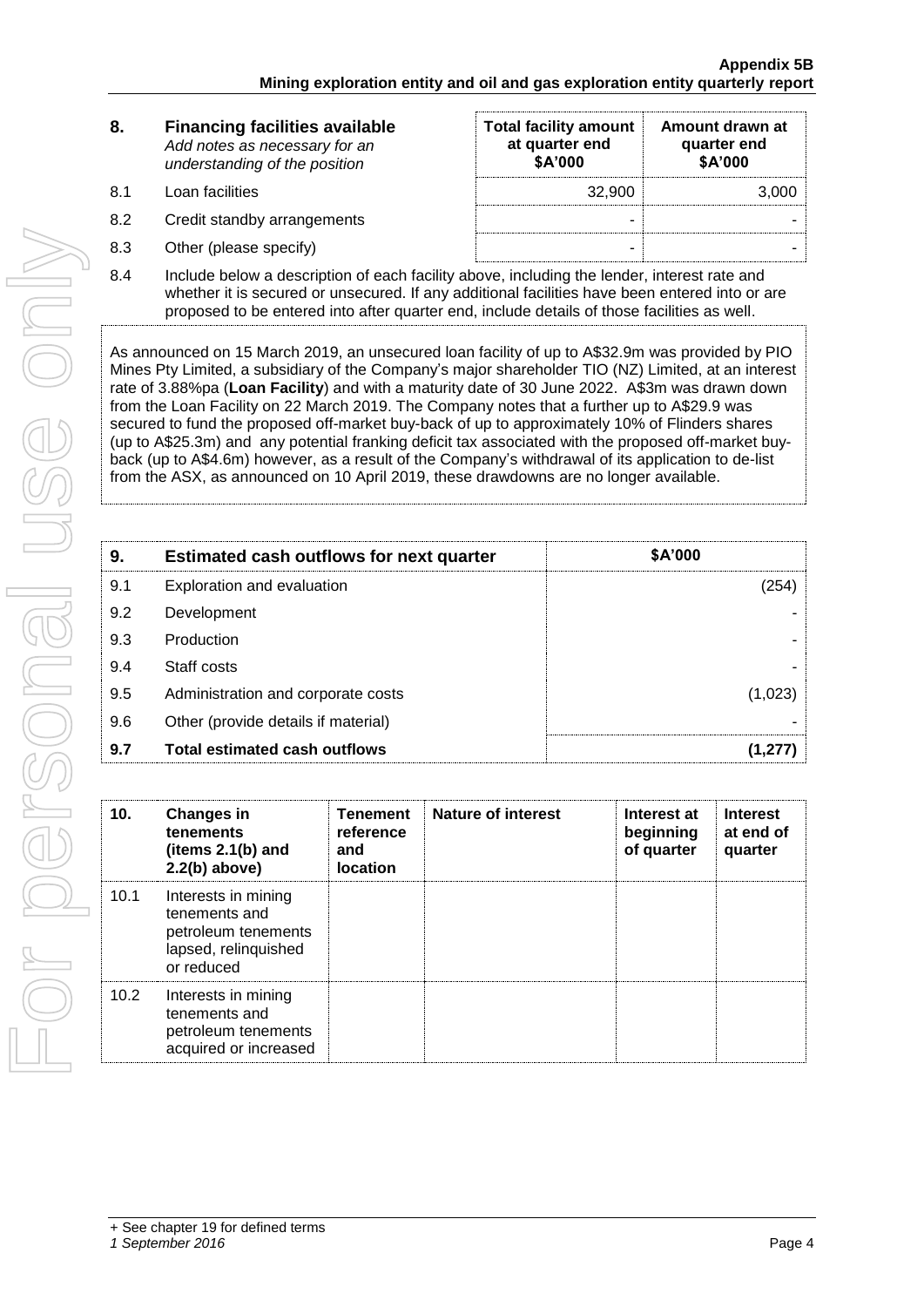| 8. | Financing facilities available<br>*Add notes as necessary for an understanding of the position* | Total facility amount at quarter end<br>$A'000 | Amount drawn at quarter end<br>$A'000 |
|---|---|---|---|
| 8.1 | Loan facilities | 32,900 | 3,000 |
| 8.2 | Credit standby arrangements | - | - |
| 8.3 | Other (please specify) | - | - |

8.4 Include below a description of each facility above, including the lender, interest rate and whether it is secured or unsecured. If any additional facilities have been entered into or are proposed to be entered into after quarter end, include details of those facilities as well.

As announced on 15 March 2019, an unsecured loan facility of up to A$32.9m was provided by PIO Mines Pty Limited, a subsidiary of the Company's major shareholder TIO (NZ) Limited, at an interest rate of 3.88%pa (**Loan Facility**) and with a maturity date of 30 June 2022. A$3m was drawn down from the Loan Facility on 22 March 2019. The Company notes that a further up to A$29.9 was secured to fund the proposed off-market buy-back of up to approximately 10% of Flinders shares (up to A$25.3m) and any potential franking deficit tax associated with the proposed off-market buy-back (up to A$4.6m) however, as a result of the Company's withdrawal of its application to de-list from the ASX, as announced on 10 April 2019, these drawdowns are no longer available.

| 9. | Estimated cash outflows for next quarter | $A'000 |
|---|---|---|
| 9.1 | Exploration and evaluation | (254) |
| 9.2 | Development | - |
| 9.3 | Production | - |
| 9.4 | Staff costs | - |
| 9.5 | Administration and corporate costs | (1,023) |
| 9.6 | Other (provide details if material) | - |
| **9.7** | **Total estimated cash outflows** | **(1,277)** |

| 10. | Changes in tenements (items 2.1(b) and 2.2(b) above) | Tenement reference and location | Nature of interest | Interest at beginning of quarter | Interest at end of quarter |
|---|---|---|---|---|---|
| 10.1 | Interests in mining tenements and petroleum tenements lapsed, relinquished or reduced | | | | |
| 10.2 | Interests in mining tenements and petroleum tenements acquired or increased | | | | |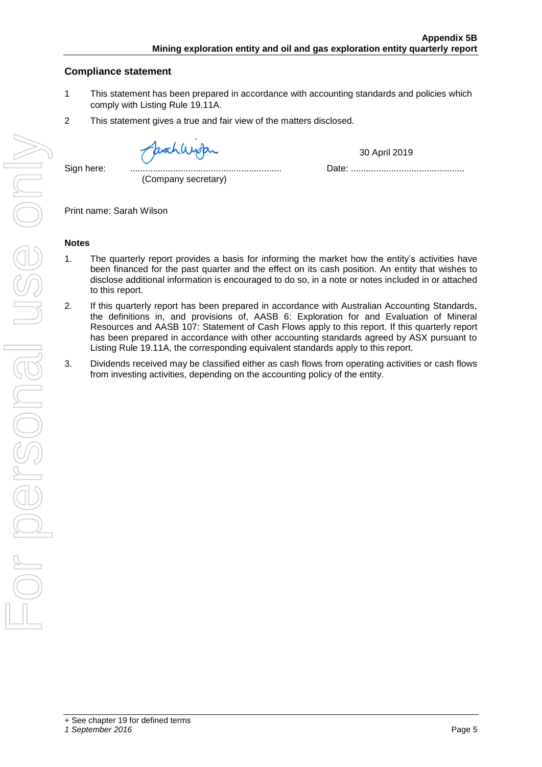## Compliance statement

1 This statement has been prepared in accordance with accounting standards and policies which comply with Listing Rule 19.11A.

2 This statement gives a true and fair view of the matters disclosed.

Sign here: ............................................................ (Company secretary)

Date: 30 April 2019

Print name: Sarah Wilson

### Notes

1. The quarterly report provides a basis for informing the market how the entity's activities have been financed for the past quarter and the effect on its cash position. An entity that wishes to disclose additional information is encouraged to do so, in a note or notes included in or attached to this report.
2. If this quarterly report has been prepared in accordance with Australian Accounting Standards, the definitions in, and provisions of, AASB 6: Exploration for and Evaluation of Mineral Resources and AASB 107: Statement of Cash Flows apply to this report. If this quarterly report has been prepared in accordance with other accounting standards agreed by ASX pursuant to Listing Rule 19.11A, the corresponding equivalent standards apply to this report.
3. Dividends received may be classified either as cash flows from operating activities or cash flows from investing activities, depending on the accounting policy of the entity.